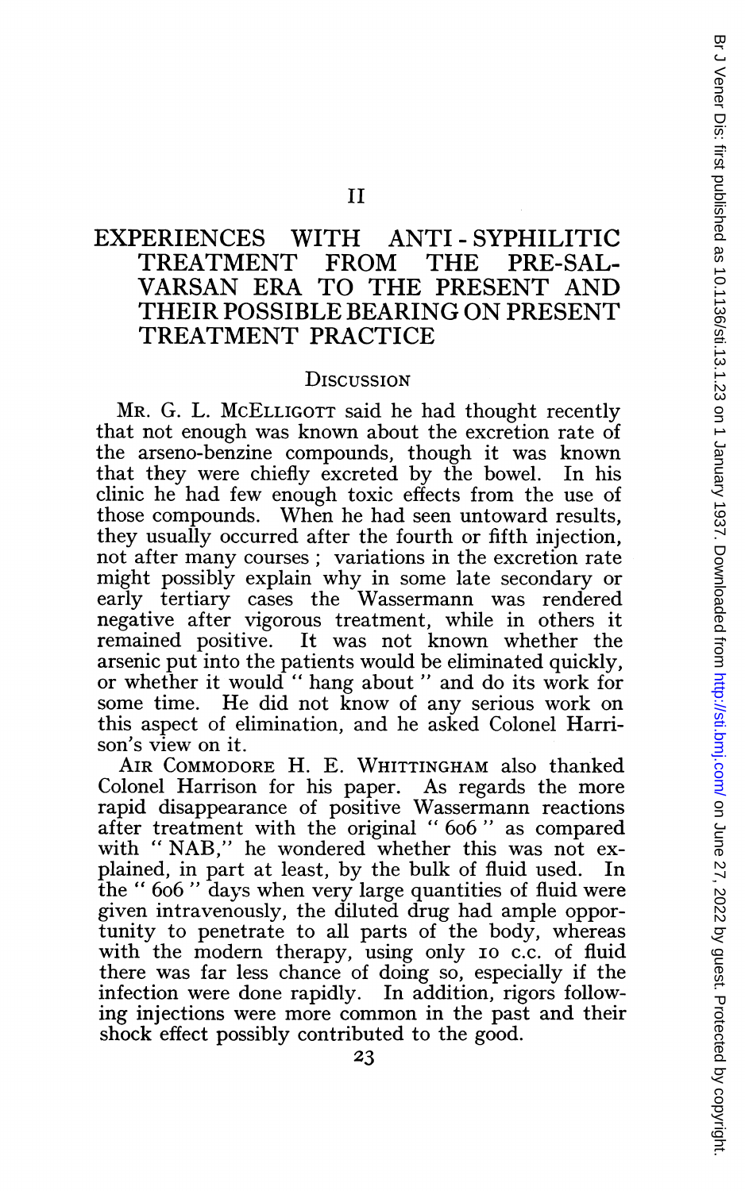II

# EXPERIENCES WITH ANTI-SYPHILITIC TREATMENT FROM THE PRE-SALVARSAN ERA TO THE PRESENT AND THEIR POSSIBLE BEARING ON PRESENT TREATMENT PRACTICE

## Discussion

MR. G. L. McELLIGOTT said he had thought recently that not enough was known about the excretion rate of the arseno-benzine compounds, though it was known that they were chiefly excreted by the bowel. In his clinic he had few enough toxic effects from the use of those compounds. When he had seen untoward results, they usually occurred after the fourth or fifth injection, not after many courses; variations in the excretion rate might possibly explain why in some late secondary or early tertiary cases the Wassermann was rendered negative after vigorous treatment, while in others it remained positive. It was not known whether the arsenic put into the patients would be eliminated quickly, or whether it would "hang about" and do its work for some time. He did not know of any serious work on this aspect of elimination, and he asked Colonel Harrison's view on it.

AIR COMMODORE H. E. WHITTINGHAM also thanked Colonel Harrison for his paper. As regards the more rapid disappearance of positive Wassermann reactions after treatment with the original "606" as compared with "NAB," he wondered whether this was not explained, in part at least, by the bulk of fluid used. In the "606" days when very large quantities of fluid were given intravenously, the diluted drug had ample opportunity to penetrate to all parts of the body, whereas with the modern therapy, using only 10 c.c. of fluid there was far less chance of doing so, especially if the infection were done rapidly. In addition, rigors following injections were more common in the past and their shock effect possibly contributed to the good.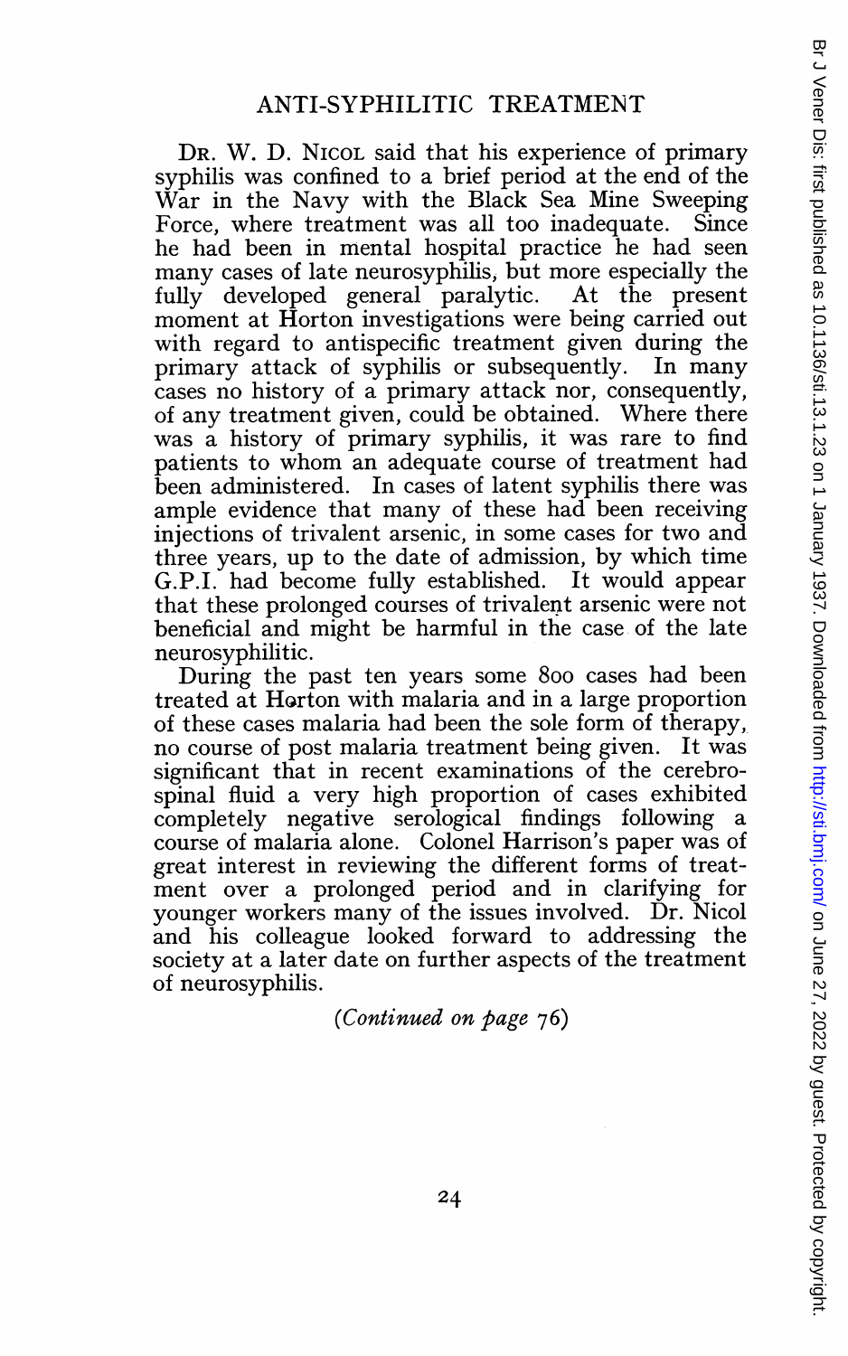## ANTI-SYPHILITIC TREATMENT

DR. W. D. NICOL said that his experience of primary syphilis was confined to a brief period at the end of the War in the Navy with the Black Sea Mine Sweeping Force, where treatment was all too inadequate. Since he had been in mental hospital practice he had seen many cases of late neurosyphilis, but more especially the fully developed general paralytic. At the present moment at Horton investigations were being carried out with regard to antispecific treatment given during the primary attack of syphilis or subsequently. In many cases no history of a primary attack nor, consequently, of any treatment given, could be obtained. Where there was a history of primary syphilis, it was rare to find patients to whom an adequate course of treatment had been administered. In cases of latent syphilis there was ample evidence that many of these had been receiving injections of trivalent arsenic, in some cases for two and three years, up to the date of admission, by which time G.P.I. had become fully established. It would appear that these prolonged courses of trivalent arsenic were not beneficial and might be harmful in the case of the late neurosyphilitic.

During the past ten years some 800 cases had been treated at Horton with malaria and in a large proportion of these cases malaria had been the sole form of therapy, no course of post malaria treatment being given. It was significant that in recent examinations of the cerebro-spinal fluid a very high proportion of cases exhibited completely negative serological findings following a course of malaria alone. Colonel Harrison's paper was of great interest in reviewing the different forms of treatment over a prolonged period and in clarifying for younger workers many of the issues involved. Dr. Nicol and his colleague looked forward to addressing the society at a later date on further aspects of the treatment of neurosyphilis.

*(Continued on page 76)*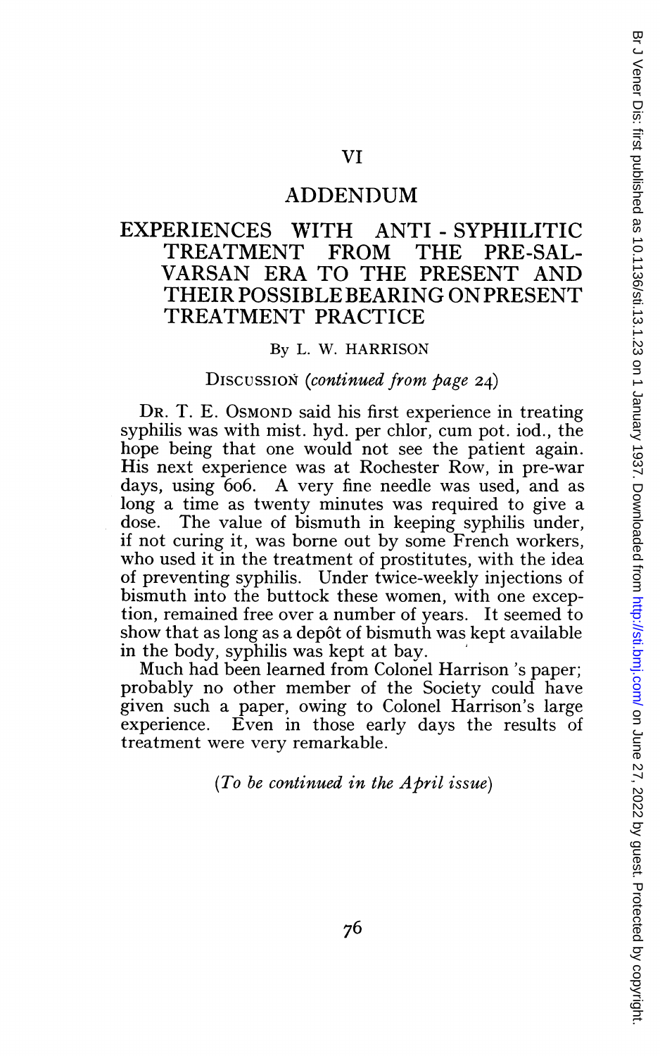# VI

# ADDENDUM

## EXPERIENCES WITH ANTI - SYPHILITIC TREATMENT FROM THE PRE-SALVARSAN ERA TO THE PRESENT AND THEIR POSSIBLE BEARING ON PRESENT TREATMENT PRACTICE

By L. W. HARRISON

DISCUSSION (*continued from page 24*)

DR. T. E. OSMOND said his first experience in treating syphilis was with mist. hyd. per chlor, cum pot. iod., the hope being that one would not see the patient again. His next experience was at Rochester Row, in pre-war days, using 606. A very fine needle was used, and as long a time as twenty minutes was required to give a dose. The value of bismuth in keeping syphilis under, if not curing it, was borne out by some French workers, who used it in the treatment of prostitutes, with the idea of preventing syphilis. Under twice-weekly injections of bismuth into the buttock these women, with one exception, remained free over a number of years. It seemed to show that as long as a depôt of bismuth was kept available in the body, syphilis was kept at bay.

Much had been learned from Colonel Harrison's paper; probably no other member of the Society could have given such a paper, owing to Colonel Harrison's large experience. Even in those early days the results of treatment were very remarkable.

(*To be continued in the April issue*)